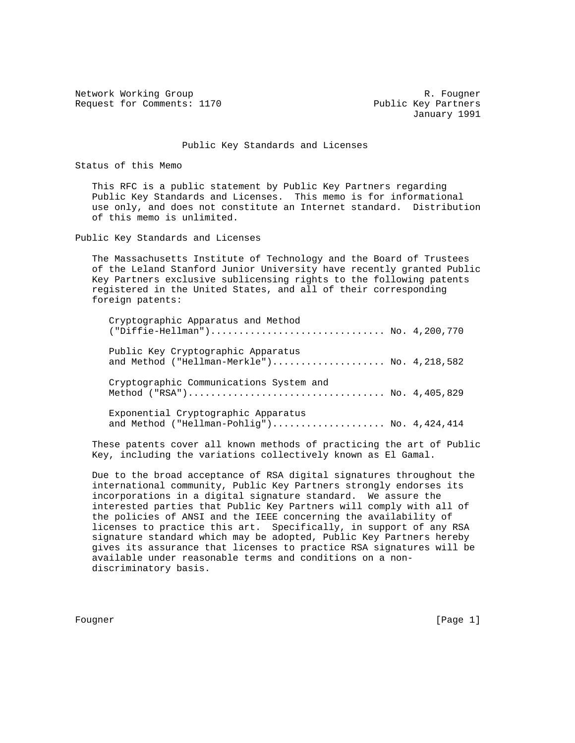Network Working Group — R. Fougner
Request for Comments: 1170 — Public Key Partners
January 1991

# Public Key Standards and Licenses

## Status of this Memo

This RFC is a public statement by Public Key Partners regarding Public Key Standards and Licenses. This memo is for informational use only, and does not constitute an Internet standard. Distribution of this memo is unlimited.

## Public Key Standards and Licenses

The Massachusetts Institute of Technology and the Board of Trustees of the Leland Stanford Junior University have recently granted Public Key Partners exclusive sublicensing rights to the following patents registered in the United States, and all of their corresponding foreign patents:

- Cryptographic Apparatus and Method ("Diffie-Hellman").............................. No. 4,200,770
- Public Key Cryptographic Apparatus and Method ("Hellman-Merkle").................... No. 4,218,582
- Cryptographic Communications System and Method ("RSA").................................. No. 4,405,829
- Exponential Cryptographic Apparatus and Method ("Hellman-Pohlig").................... No. 4,424,414

These patents cover all known methods of practicing the art of Public Key, including the variations collectively known as El Gamal.

Due to the broad acceptance of RSA digital signatures throughout the international community, Public Key Partners strongly endorses its incorporations in a digital signature standard. We assure the interested parties that Public Key Partners will comply with all of the policies of ANSI and the IEEE concerning the availability of licenses to practice this art. Specifically, in support of any RSA signature standard which may be adopted, Public Key Partners hereby gives its assurance that licenses to practice RSA signatures will be available under reasonable terms and conditions on a non-discriminatory basis.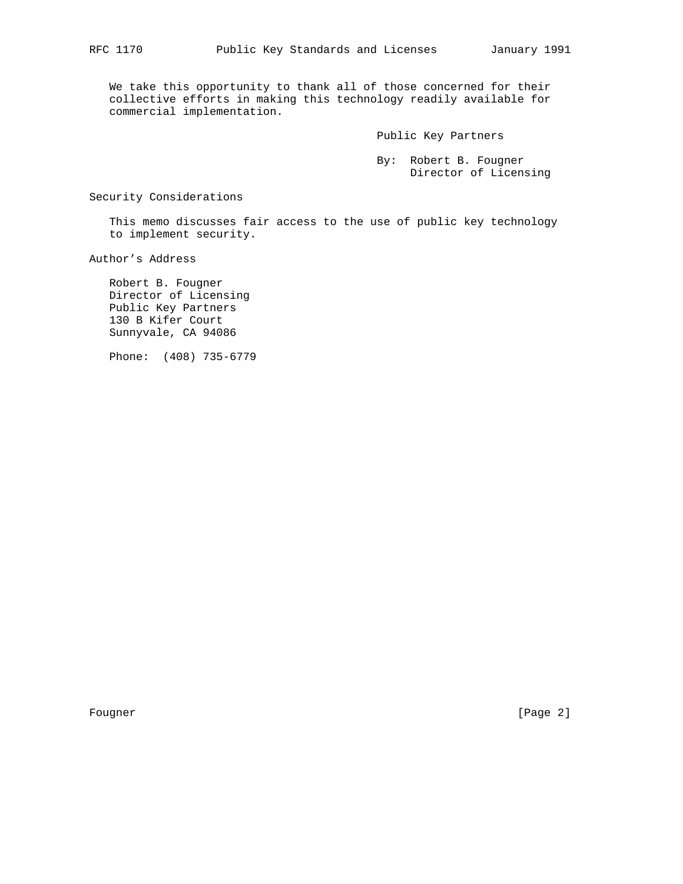We take this opportunity to thank all of those concerned for their collective efforts in making this technology readily available for commercial implementation.

Public Key Partners

By: Robert B. Fougner
Director of Licensing

## Security Considerations

This memo discusses fair access to the use of public key technology to implement security.

## Author's Address

Robert B. Fougner
Director of Licensing
Public Key Partners
130 B Kifer Court
Sunnyvale, CA 94086

Phone: (408) 735-6779